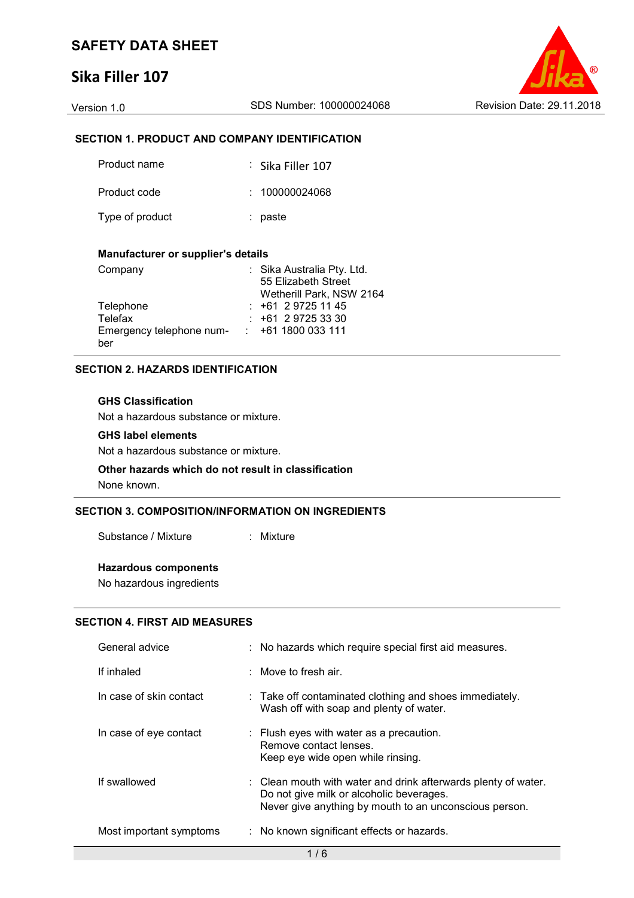# SAFETY DATA SHEET

## Sika Filler 107

Version 1.0 | SDS Number: 100000024068 | Revision Date: 29.11.2018

### SECTION 1. PRODUCT AND COMPANY IDENTIFICATION

| | | |
|---|---|---|
| Product name | : | Sika Filler 107 |
| Product code | : | 100000024068 |
| Type of product | : | paste |

**Manufacturer or supplier's details**

| | | |
|---|---|---|
| Company | : | Sika Australia Pty. Ltd.<br>55 Elizabeth Street<br>Wetherill Park, NSW 2164 |
| Telephone | : | +61 2 9725 11 45 |
| Telefax | : | +61 2 9725 33 30 |
| Emergency telephone number | : | +61 1800 033 111 |

### SECTION 2. HAZARDS IDENTIFICATION

**GHS Classification**

Not a hazardous substance or mixture.

**GHS label elements**

Not a hazardous substance or mixture.

**Other hazards which do not result in classification**

None known.

### SECTION 3. COMPOSITION/INFORMATION ON INGREDIENTS

| | | |
|---|---|---|
| Substance / Mixture | : | Mixture |

**Hazardous components**

No hazardous ingredients

### SECTION 4. FIRST AID MEASURES

| | | |
|---|---|---|
| General advice | : | No hazards which require special first aid measures. |
| If inhaled | : | Move to fresh air. |
| In case of skin contact | : | Take off contaminated clothing and shoes immediately.<br>Wash off with soap and plenty of water. |
| In case of eye contact | : | Flush eyes with water as a precaution.<br>Remove contact lenses.<br>Keep eye wide open while rinsing. |
| If swallowed | : | Clean mouth with water and drink afterwards plenty of water.<br>Do not give milk or alcoholic beverages.<br>Never give anything by mouth to an unconscious person. |
| Most important symptoms | : | No known significant effects or hazards. |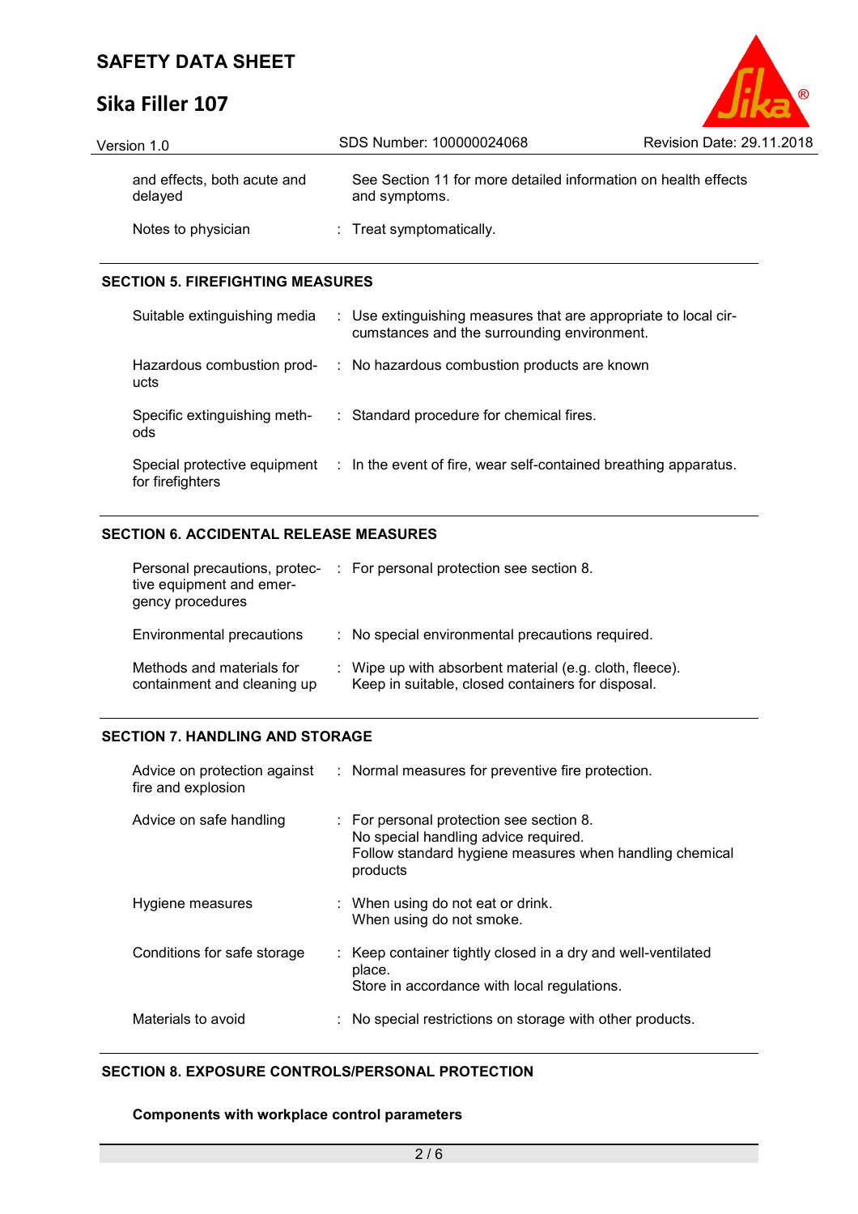| | | |
|---|---|---|
| and effects, both acute and delayed | | See Section 11 for more detailed information on health effects and symptoms. |
| Notes to physician | : | Treat symptomatically. |

## SECTION 5. FIREFIGHTING MEASURES

| | | |
|---|---|---|
| Suitable extinguishing media | : | Use extinguishing measures that are appropriate to local circumstances and the surrounding environment. |
| Hazardous combustion products | : | No hazardous combustion products are known |
| Specific extinguishing methods | : | Standard procedure for chemical fires. |
| Special protective equipment for firefighters | : | In the event of fire, wear self-contained breathing apparatus. |

## SECTION 6. ACCIDENTAL RELEASE MEASURES

| | | |
|---|---|---|
| Personal precautions, protective equipment and emergency procedures | : | For personal protection see section 8. |
| Environmental precautions | : | No special environmental precautions required. |
| Methods and materials for containment and cleaning up | : | Wipe up with absorbent material (e.g. cloth, fleece).<br>Keep in suitable, closed containers for disposal. |

## SECTION 7. HANDLING AND STORAGE

| | | |
|---|---|---|
| Advice on protection against fire and explosion | : | Normal measures for preventive fire protection. |
| Advice on safe handling | : | For personal protection see section 8.<br>No special handling advice required.<br>Follow standard hygiene measures when handling chemical products |
| Hygiene measures | : | When using do not eat or drink.<br>When using do not smoke. |
| Conditions for safe storage | : | Keep container tightly closed in a dry and well-ventilated place.<br>Store in accordance with local regulations. |
| Materials to avoid | : | No special restrictions on storage with other products. |

## SECTION 8. EXPOSURE CONTROLS/PERSONAL PROTECTION

**Components with workplace control parameters**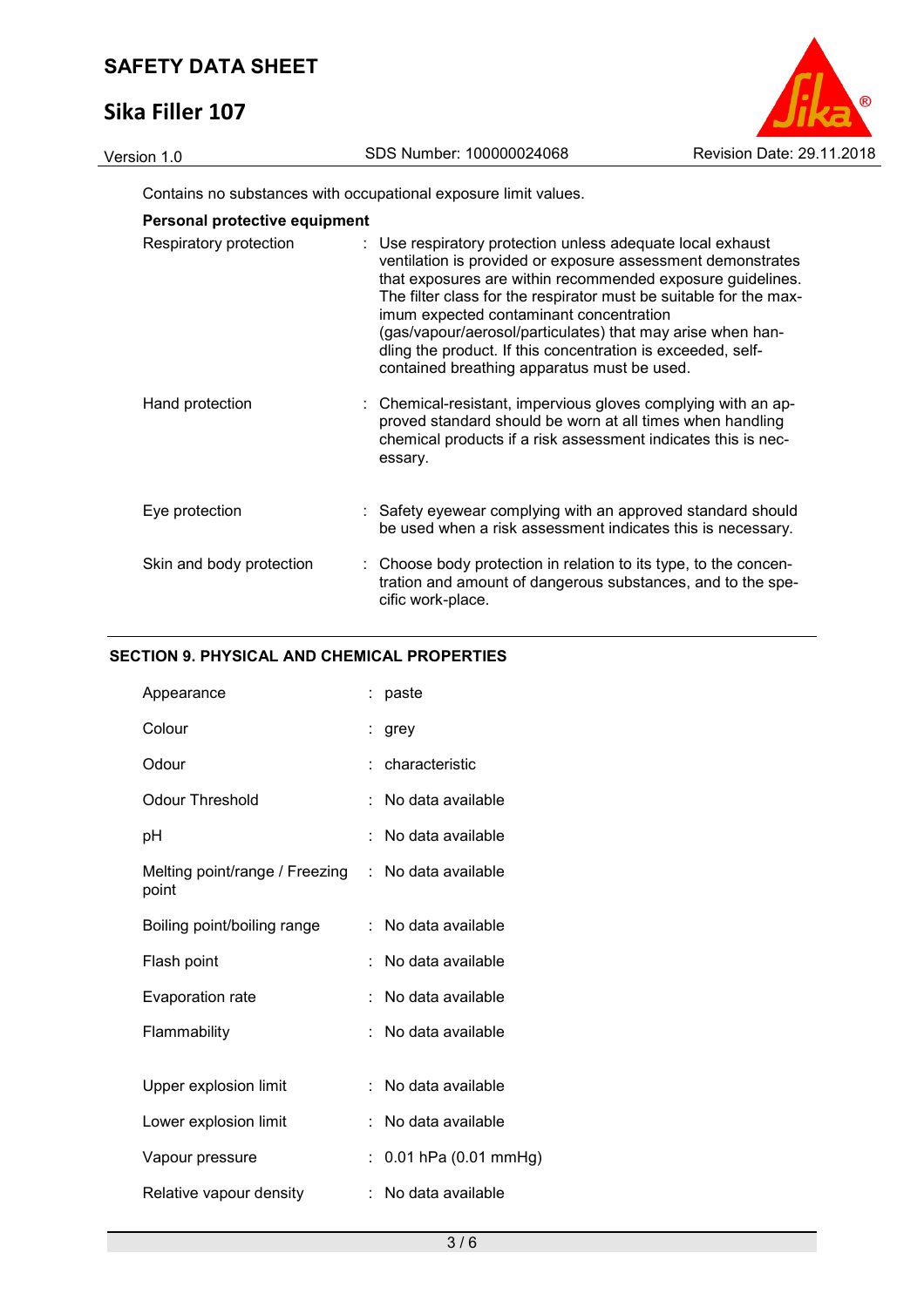Contains no substances with occupational exposure limit values.

**Personal protective equipment**

| | |
|---|---|
| Respiratory protection | : Use respiratory protection unless adequate local exhaust ventilation is provided or exposure assessment demonstrates that exposures are within recommended exposure guidelines. The filter class for the respirator must be suitable for the maximum expected contaminant concentration (gas/vapour/aerosol/particulates) that may arise when handling the product. If this concentration is exceeded, self-contained breathing apparatus must be used. |
| Hand protection | : Chemical-resistant, impervious gloves complying with an approved standard should be worn at all times when handling chemical products if a risk assessment indicates this is necessary. |
| Eye protection | : Safety eyewear complying with an approved standard should be used when a risk assessment indicates this is necessary. |
| Skin and body protection | : Choose body protection in relation to its type, to the concentration and amount of dangerous substances, and to the specific work-place. |

## SECTION 9. PHYSICAL AND CHEMICAL PROPERTIES

| | |
|---|---|
| Appearance | : paste |
| Colour | : grey |
| Odour | : characteristic |
| Odour Threshold | : No data available |
| pH | : No data available |
| Melting point/range / Freezing point | : No data available |
| Boiling point/boiling range | : No data available |
| Flash point | : No data available |
| Evaporation rate | : No data available |
| Flammability | : No data available |
| Upper explosion limit | : No data available |
| Lower explosion limit | : No data available |
| Vapour pressure | : 0.01 hPa (0.01 mmHg) |
| Relative vapour density | : No data available |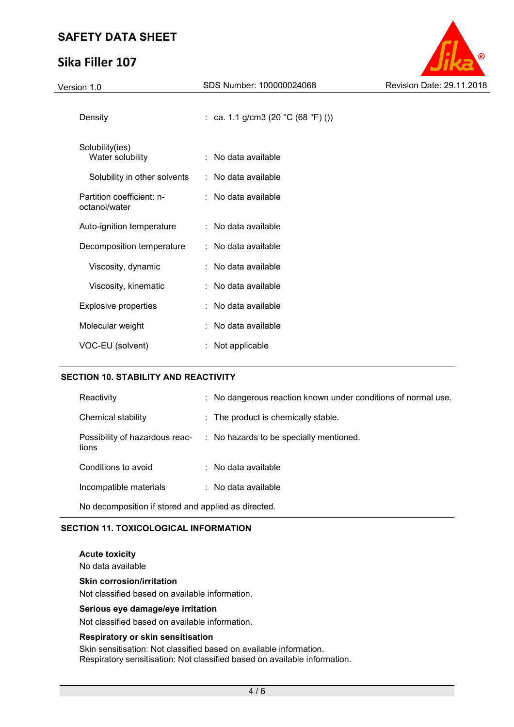| | | |
|---|---|---|
| Density | : | ca. 1.1 g/cm3 (20 °C (68 °F) ()) |
| Solubility(ies) | | |
| Water solubility | : | No data available |
| Solubility in other solvents | : | No data available |
| Partition coefficient: n-octanol/water | : | No data available |
| Auto-ignition temperature | : | No data available |
| Decomposition temperature | : | No data available |
| Viscosity, dynamic | : | No data available |
| Viscosity, kinematic | : | No data available |
| Explosive properties | : | No data available |
| Molecular weight | : | No data available |
| VOC-EU (solvent) | : | Not applicable |

## SECTION 10. STABILITY AND REACTIVITY

| | | |
|---|---|---|
| Reactivity | : | No dangerous reaction known under conditions of normal use. |
| Chemical stability | : | The product is chemically stable. |
| Possibility of hazardous reactions | : | No hazards to be specially mentioned. |
| Conditions to avoid | : | No data available |
| Incompatible materials | : | No data available |

No decomposition if stored and applied as directed.

## SECTION 11. TOXICOLOGICAL INFORMATION

**Acute toxicity**
No data available

**Skin corrosion/irritation**
Not classified based on available information.

**Serious eye damage/eye irritation**
Not classified based on available information.

**Respiratory or skin sensitisation**
Skin sensitisation: Not classified based on available information.
Respiratory sensitisation: Not classified based on available information.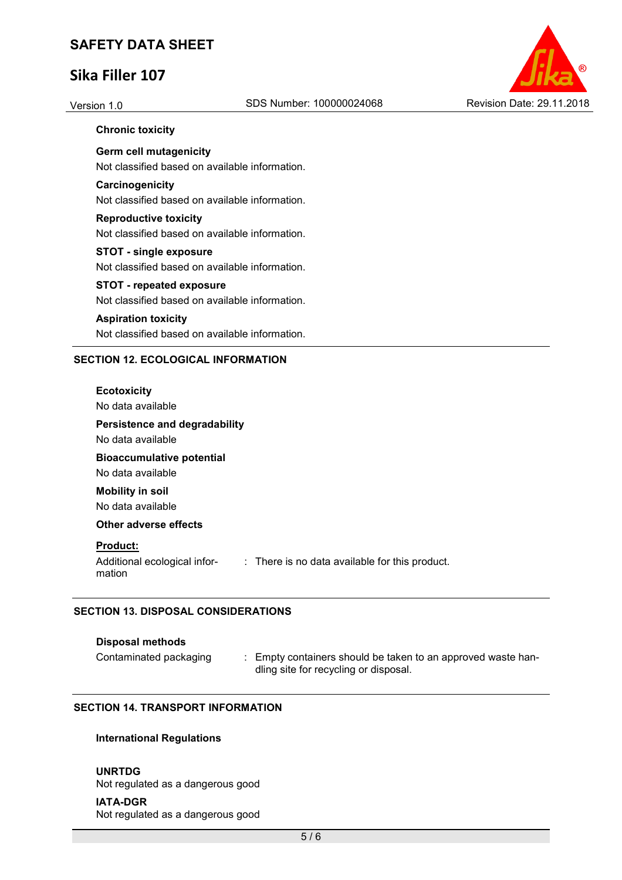**Chronic toxicity**

**Germ cell mutagenicity**

Not classified based on available information.

**Carcinogenicity**

Not classified based on available information.

**Reproductive toxicity**

Not classified based on available information.

**STOT - single exposure**

Not classified based on available information.

**STOT - repeated exposure**

Not classified based on available information.

**Aspiration toxicity**

Not classified based on available information.

## SECTION 12. ECOLOGICAL INFORMATION

**Ecotoxicity**

No data available

**Persistence and degradability**

No data available

**Bioaccumulative potential**

No data available

**Mobility in soil**

No data available

**Other adverse effects**

**Product:**

Additional ecological information : There is no data available for this product.

## SECTION 13. DISPOSAL CONSIDERATIONS

**Disposal methods**

Contaminated packaging : Empty containers should be taken to an approved waste handling site for recycling or disposal.

## SECTION 14. TRANSPORT INFORMATION

**International Regulations**

**UNRTDG**

Not regulated as a dangerous good

**IATA-DGR**

Not regulated as a dangerous good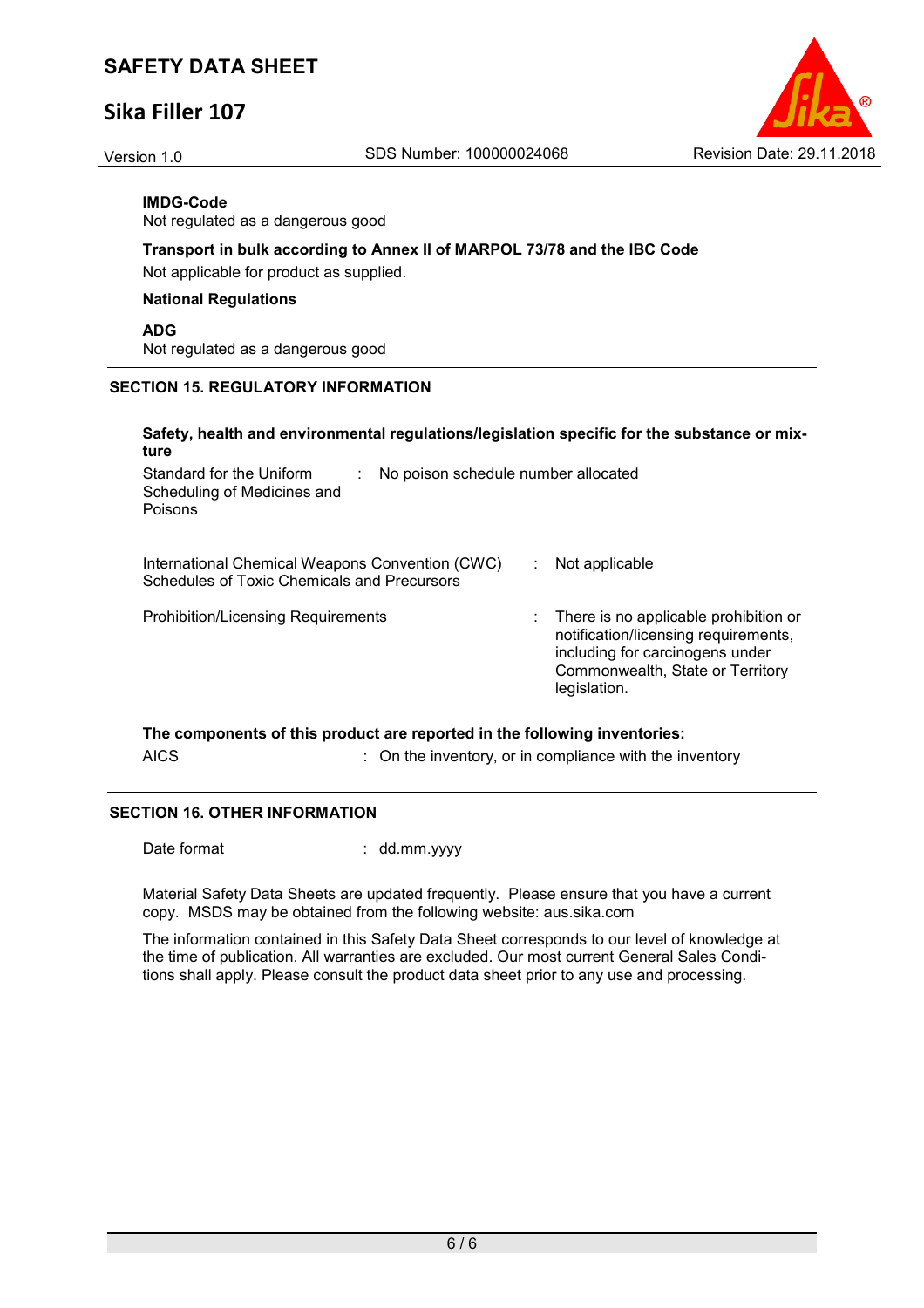**IMDG-Code**

Not regulated as a dangerous good

**Transport in bulk according to Annex II of MARPOL 73/78 and the IBC Code**

Not applicable for product as supplied.

**National Regulations**

**ADG**

Not regulated as a dangerous good

## SECTION 15. REGULATORY INFORMATION

**Safety, health and environmental regulations/legislation specific for the substance or mixture**

Standard for the Uniform Scheduling of Medicines and Poisons : No poison schedule number allocated

International Chemical Weapons Convention (CWC) Schedules of Toxic Chemicals and Precursors : Not applicable

Prohibition/Licensing Requirements : There is no applicable prohibition or notification/licensing requirements, including for carcinogens under Commonwealth, State or Territory legislation.

**The components of this product are reported in the following inventories:**

AICS : On the inventory, or in compliance with the inventory

## SECTION 16. OTHER INFORMATION

Date format : dd.mm.yyyy

Material Safety Data Sheets are updated frequently. Please ensure that you have a current copy. MSDS may be obtained from the following website: aus.sika.com

The information contained in this Safety Data Sheet corresponds to our level of knowledge at the time of publication. All warranties are excluded. Our most current General Sales Conditions shall apply. Please consult the product data sheet prior to any use and processing.